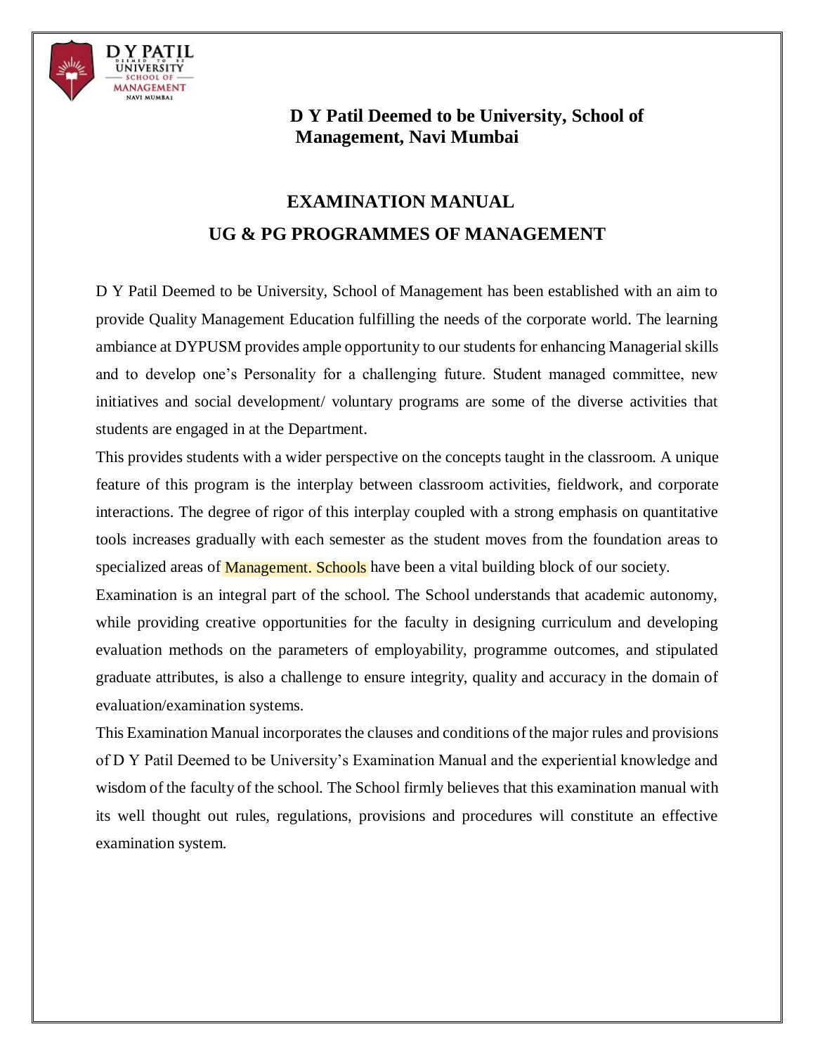**D Y Patil Deemed to be University, School of Management, Navi Mumbai**

# EXAMINATION MANUAL

## UG & PG PROGRAMMES OF MANAGEMENT

D Y Patil Deemed to be University, School of Management has been established with an aim to provide Quality Management Education fulfilling the needs of the corporate world. The learning ambiance at DYPUSM provides ample opportunity to our students for enhancing Managerial skills and to develop one's Personality for a challenging future. Student managed committee, new initiatives and social development/ voluntary programs are some of the diverse activities that students are engaged in at the Department.

This provides students with a wider perspective on the concepts taught in the classroom. A unique feature of this program is the interplay between classroom activities, fieldwork, and corporate interactions. The degree of rigor of this interplay coupled with a strong emphasis on quantitative tools increases gradually with each semester as the student moves from the foundation areas to specialized areas of Management. Schools have been a vital building block of our society.

Examination is an integral part of the school. The School understands that academic autonomy, while providing creative opportunities for the faculty in designing curriculum and developing evaluation methods on the parameters of employability, programme outcomes, and stipulated graduate attributes, is also a challenge to ensure integrity, quality and accuracy in the domain of evaluation/examination systems.

This Examination Manual incorporates the clauses and conditions of the major rules and provisions of D Y Patil Deemed to be University's Examination Manual and the experiential knowledge and wisdom of the faculty of the school. The School firmly believes that this examination manual with its well thought out rules, regulations, provisions and procedures will constitute an effective examination system.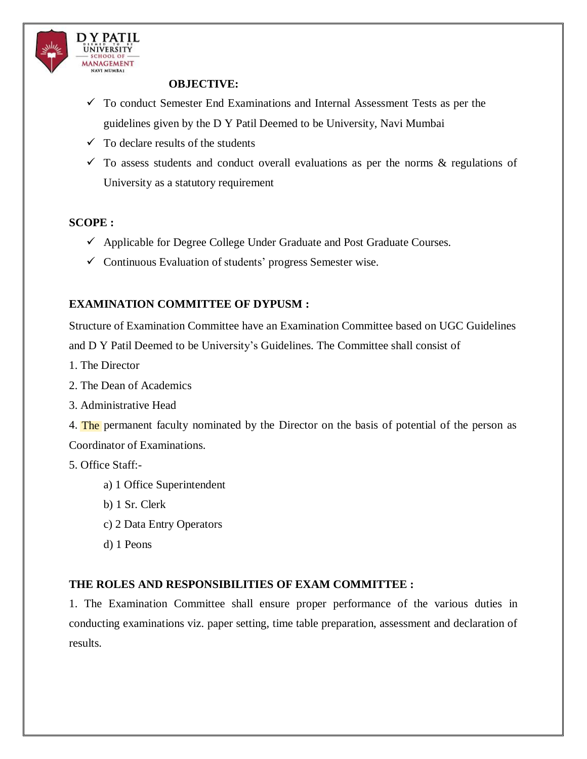## OBJECTIVE:

- ✓ To conduct Semester End Examinations and Internal Assessment Tests as per the guidelines given by the D Y Patil Deemed to be University, Navi Mumbai
- ✓ To declare results of the students
- ✓ To assess students and conduct overall evaluations as per the norms & regulations of University as a statutory requirement

## SCOPE :

- ✓ Applicable for Degree College Under Graduate and Post Graduate Courses.
- ✓ Continuous Evaluation of students' progress Semester wise.

## EXAMINATION COMMITTEE OF DYPUSM :

Structure of Examination Committee have an Examination Committee based on UGC Guidelines and D Y Patil Deemed to be University's Guidelines. The Committee shall consist of

1. The Director
2. The Dean of Academics
3. Administrative Head
4. The permanent faculty nominated by the Director on the basis of potential of the person as Coordinator of Examinations.
5. Office Staff:-
   - a) 1 Office Superintendent
   - b) 1 Sr. Clerk
   - c) 2 Data Entry Operators
   - d) 1 Peons

## THE ROLES AND RESPONSIBILITIES OF EXAM COMMITTEE :

1. The Examination Committee shall ensure proper performance of the various duties in conducting examinations viz. paper setting, time table preparation, assessment and declaration of results.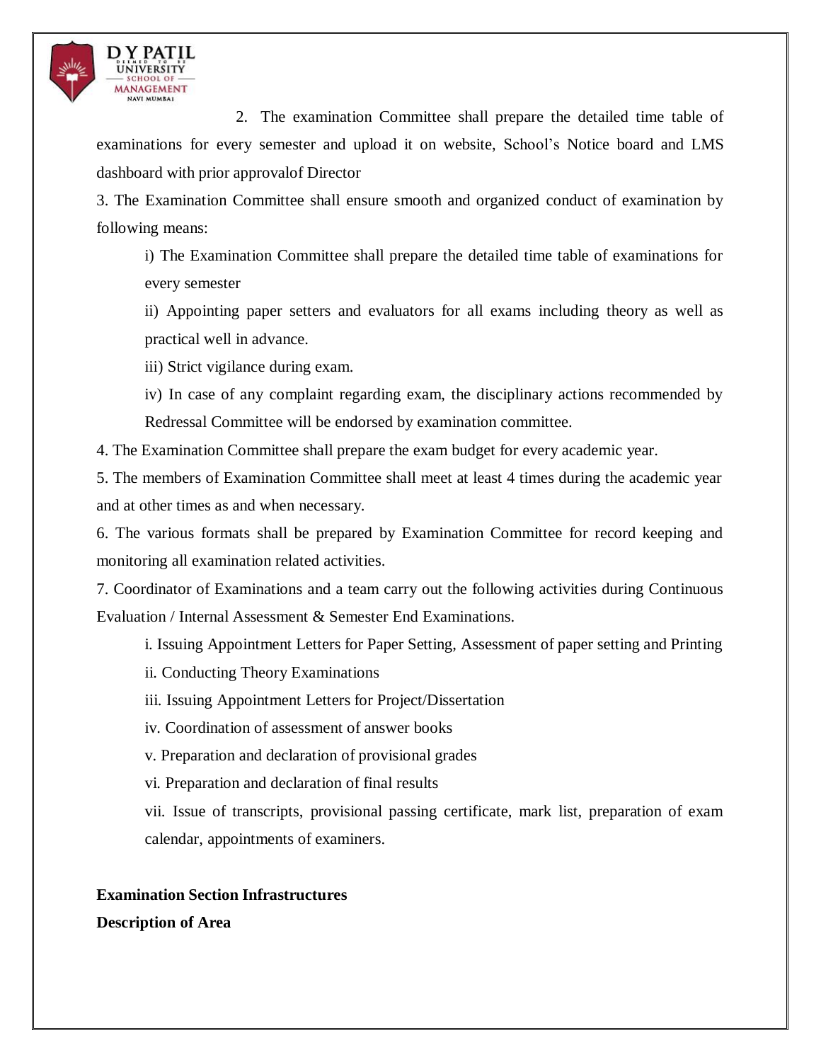2. The examination Committee shall prepare the detailed time table of examinations for every semester and upload it on website, School's Notice board and LMS dashboard with prior approvalof Director

3. The Examination Committee shall ensure smooth and organized conduct of examination by following means:

   i) The Examination Committee shall prepare the detailed time table of examinations for every semester

   ii) Appointing paper setters and evaluators for all exams including theory as well as practical well in advance.

   iii) Strict vigilance during exam.

   iv) In case of any complaint regarding exam, the disciplinary actions recommended by Redressal Committee will be endorsed by examination committee.

4. The Examination Committee shall prepare the exam budget for every academic year.

5. The members of Examination Committee shall meet at least 4 times during the academic year and at other times as and when necessary.

6. The various formats shall be prepared by Examination Committee for record keeping and monitoring all examination related activities.

7. Coordinator of Examinations and a team carry out the following activities during Continuous Evaluation / Internal Assessment & Semester End Examinations.

   i. Issuing Appointment Letters for Paper Setting, Assessment of paper setting and Printing

   ii. Conducting Theory Examinations

   iii. Issuing Appointment Letters for Project/Dissertation

   iv. Coordination of assessment of answer books

   v. Preparation and declaration of provisional grades

   vi. Preparation and declaration of final results

   vii. Issue of transcripts, provisional passing certificate, mark list, preparation of exam calendar, appointments of examiners.

**Examination Section Infrastructures**

**Description of Area**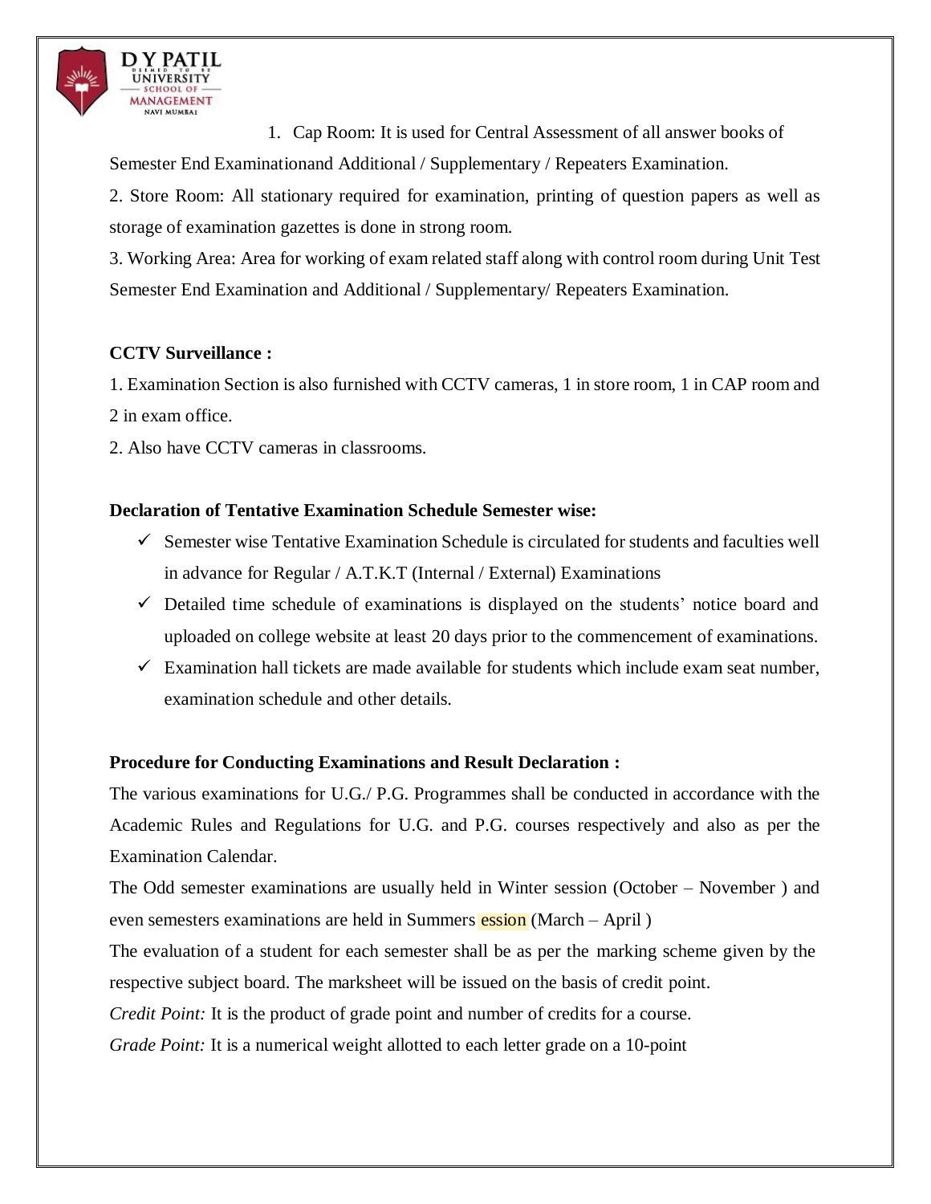1. Cap Room: It is used for Central Assessment of all answer books of Semester End Examinationand Additional / Supplementary / Repeaters Examination.
2. Store Room: All stationary required for examination, printing of question papers as well as storage of examination gazettes is done in strong room.
3. Working Area: Area for working of exam related staff along with control room during Unit Test Semester End Examination and Additional / Supplementary/ Repeaters Examination.

**CCTV Surveillance :**

1. Examination Section is also furnished with CCTV cameras, 1 in store room, 1 in CAP room and 2 in exam office.
2. Also have CCTV cameras in classrooms.

**Declaration of Tentative Examination Schedule Semester wise:**

- ✓ Semester wise Tentative Examination Schedule is circulated for students and faculties well in advance for Regular / A.T.K.T (Internal / External) Examinations
- ✓ Detailed time schedule of examinations is displayed on the students' notice board and uploaded on college website at least 20 days prior to the commencement of examinations.
- ✓ Examination hall tickets are made available for students which include exam seat number, examination schedule and other details.

**Procedure for Conducting Examinations and Result Declaration :**

The various examinations for U.G./ P.G. Programmes shall be conducted in accordance with the Academic Rules and Regulations for U.G. and P.G. courses respectively and also as per the Examination Calendar.

The Odd semester examinations are usually held in Winter session (October – November ) and even semesters examinations are held in Summers ession (March – April )

The evaluation of a student for each semester shall be as per the marking scheme given by the respective subject board. The marksheet will be issued on the basis of credit point.

*Credit Point:* It is the product of grade point and number of credits for a course.

*Grade Point:* It is a numerical weight allotted to each letter grade on a 10-point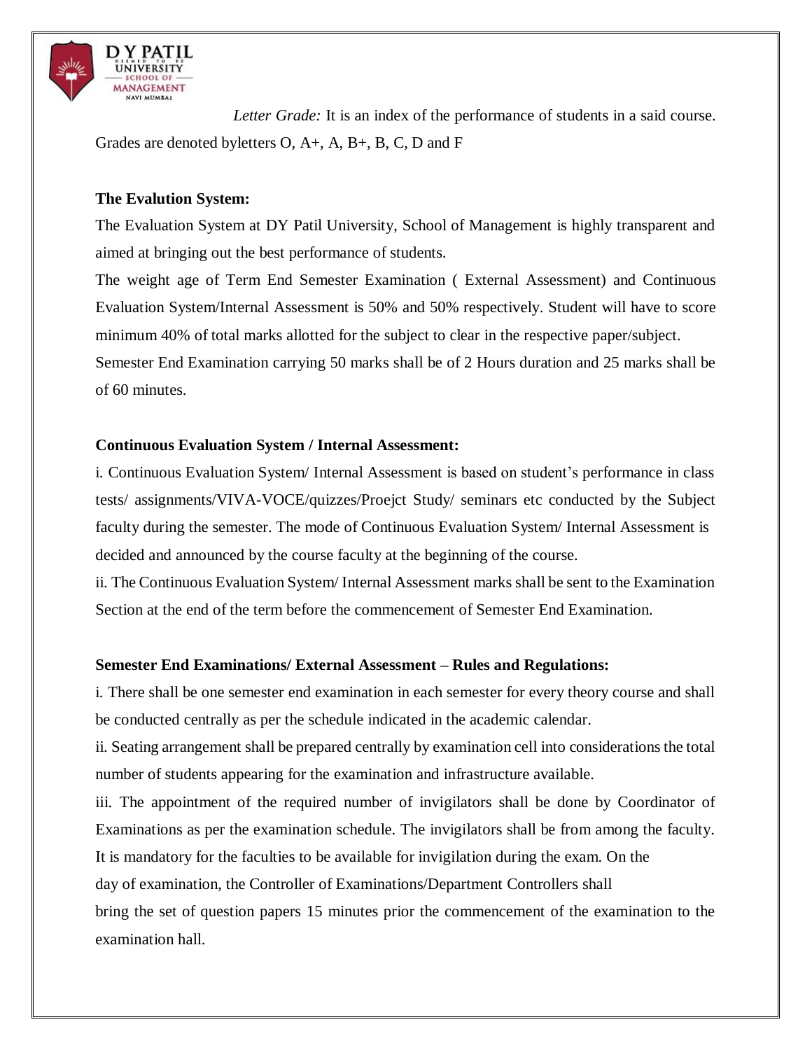*Letter Grade:* It is an index of the performance of students in a said course. Grades are denoted byletters O, A+, A, B+, B, C, D and F

**The Evalution System:**

The Evaluation System at DY Patil University, School of Management is highly transparent and aimed at bringing out the best performance of students.

The weight age of Term End Semester Examination ( External Assessment) and Continuous Evaluation System/Internal Assessment is 50% and 50% respectively. Student will have to score minimum 40% of total marks allotted for the subject to clear in the respective paper/subject.

Semester End Examination carrying 50 marks shall be of 2 Hours duration and 25 marks shall be of 60 minutes.

**Continuous Evaluation System / Internal Assessment:**

i. Continuous Evaluation System/ Internal Assessment is based on student's performance in class tests/ assignments/VIVA-VOCE/quizzes/Proejct Study/ seminars etc conducted by the Subject faculty during the semester. The mode of Continuous Evaluation System/ Internal Assessment is decided and announced by the course faculty at the beginning of the course.

ii. The Continuous Evaluation System/ Internal Assessment marks shall be sent to the Examination Section at the end of the term before the commencement of Semester End Examination.

**Semester End Examinations/ External Assessment – Rules and Regulations:**

i. There shall be one semester end examination in each semester for every theory course and shall be conducted centrally as per the schedule indicated in the academic calendar.

ii. Seating arrangement shall be prepared centrally by examination cell into considerations the total number of students appearing for the examination and infrastructure available.

iii. The appointment of the required number of invigilators shall be done by Coordinator of Examinations as per the examination schedule. The invigilators shall be from among the faculty. It is mandatory for the faculties to be available for invigilation during the exam. On the day of examination, the Controller of Examinations/Department Controllers shall bring the set of question papers 15 minutes prior the commencement of the examination to the examination hall.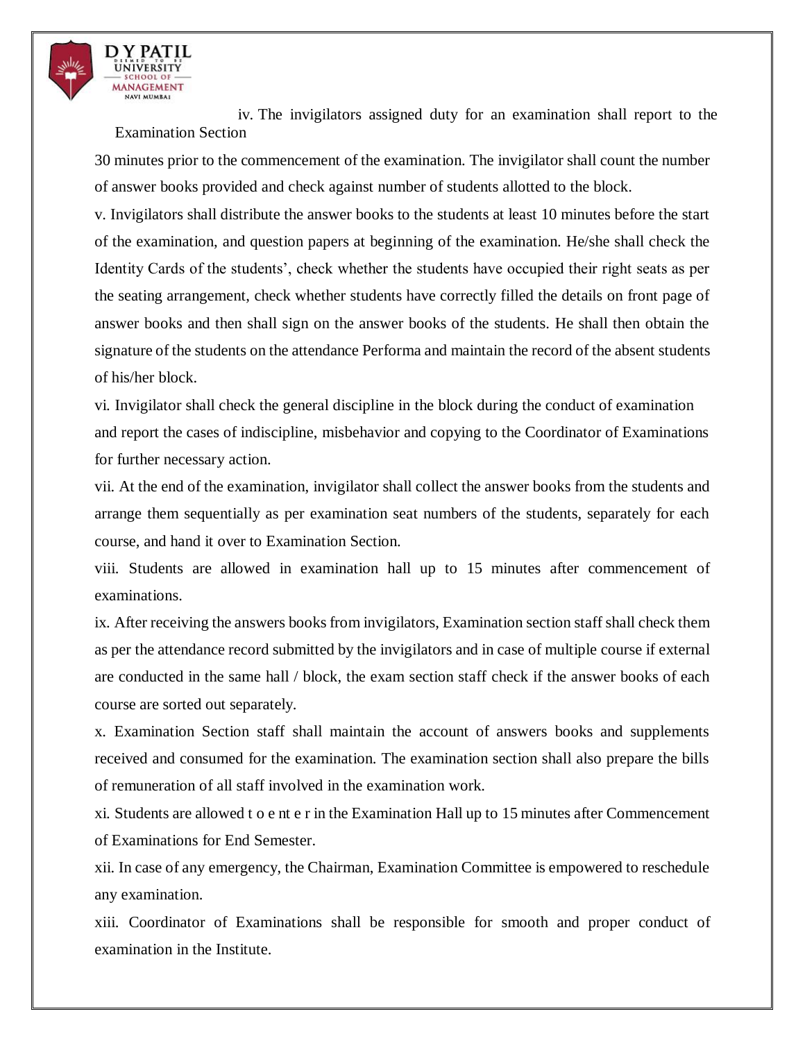iv. The invigilators assigned duty for an examination shall report to the Examination Section 30 minutes prior to the commencement of the examination. The invigilator shall count the number of answer books provided and check against number of students allotted to the block.

v. Invigilators shall distribute the answer books to the students at least 10 minutes before the start of the examination, and question papers at beginning of the examination. He/she shall check the Identity Cards of the students', check whether the students have occupied their right seats as per the seating arrangement, check whether students have correctly filled the details on front page of answer books and then shall sign on the answer books of the students. He shall then obtain the signature of the students on the attendance Performa and maintain the record of the absent students of his/her block.

vi. Invigilator shall check the general discipline in the block during the conduct of examination and report the cases of indiscipline, misbehavior and copying to the Coordinator of Examinations for further necessary action.

vii. At the end of the examination, invigilator shall collect the answer books from the students and arrange them sequentially as per examination seat numbers of the students, separately for each course, and hand it over to Examination Section.

viii. Students are allowed in examination hall up to 15 minutes after commencement of examinations.

ix. After receiving the answers books from invigilators, Examination section staff shall check them as per the attendance record submitted by the invigilators and in case of multiple course if external are conducted in the same hall / block, the exam section staff check if the answer books of each course are sorted out separately.

x. Examination Section staff shall maintain the account of answers books and supplements received and consumed for the examination. The examination section shall also prepare the bills of remuneration of all staff involved in the examination work.

xi. Students are allowed t o e nt e r in the Examination Hall up to 15 minutes after Commencement of Examinations for End Semester.

xii. In case of any emergency, the Chairman, Examination Committee is empowered to reschedule any examination.

xiii. Coordinator of Examinations shall be responsible for smooth and proper conduct of examination in the Institute.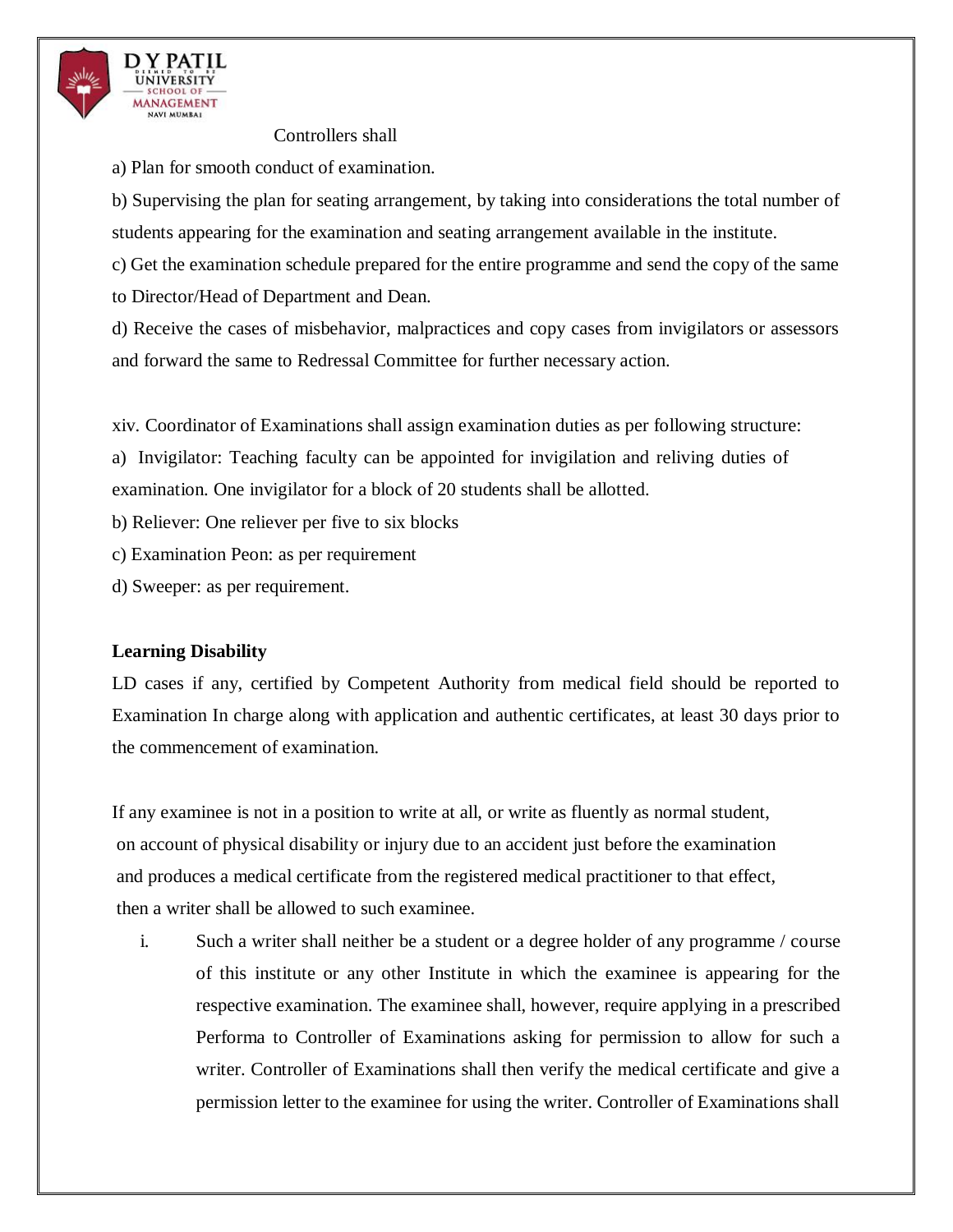Controllers shall

a) Plan for smooth conduct of examination.

b) Supervising the plan for seating arrangement, by taking into considerations the total number of students appearing for the examination and seating arrangement available in the institute.

c) Get the examination schedule prepared for the entire programme and send the copy of the same to Director/Head of Department and Dean.

d) Receive the cases of misbehavior, malpractices and copy cases from invigilators or assessors and forward the same to Redressal Committee for further necessary action.

xiv. Coordinator of Examinations shall assign examination duties as per following structure:

a) Invigilator: Teaching faculty can be appointed for invigilation and reliving duties of examination. One invigilator for a block of 20 students shall be allotted.

b) Reliever: One reliever per five to six blocks

c) Examination Peon: as per requirement

d) Sweeper: as per requirement.

**Learning Disability**

LD cases if any, certified by Competent Authority from medical field should be reported to Examination In charge along with application and authentic certificates, at least 30 days prior to the commencement of examination.

If any examinee is not in a position to write at all, or write as fluently as normal student, on account of physical disability or injury due to an accident just before the examination and produces a medical certificate from the registered medical practitioner to that effect, then a writer shall be allowed to such examinee.

i. Such a writer shall neither be a student or a degree holder of any programme / course of this institute or any other Institute in which the examinee is appearing for the respective examination. The examinee shall, however, require applying in a prescribed Performa to Controller of Examinations asking for permission to allow for such a writer. Controller of Examinations shall then verify the medical certificate and give a permission letter to the examinee for using the writer. Controller of Examinations shall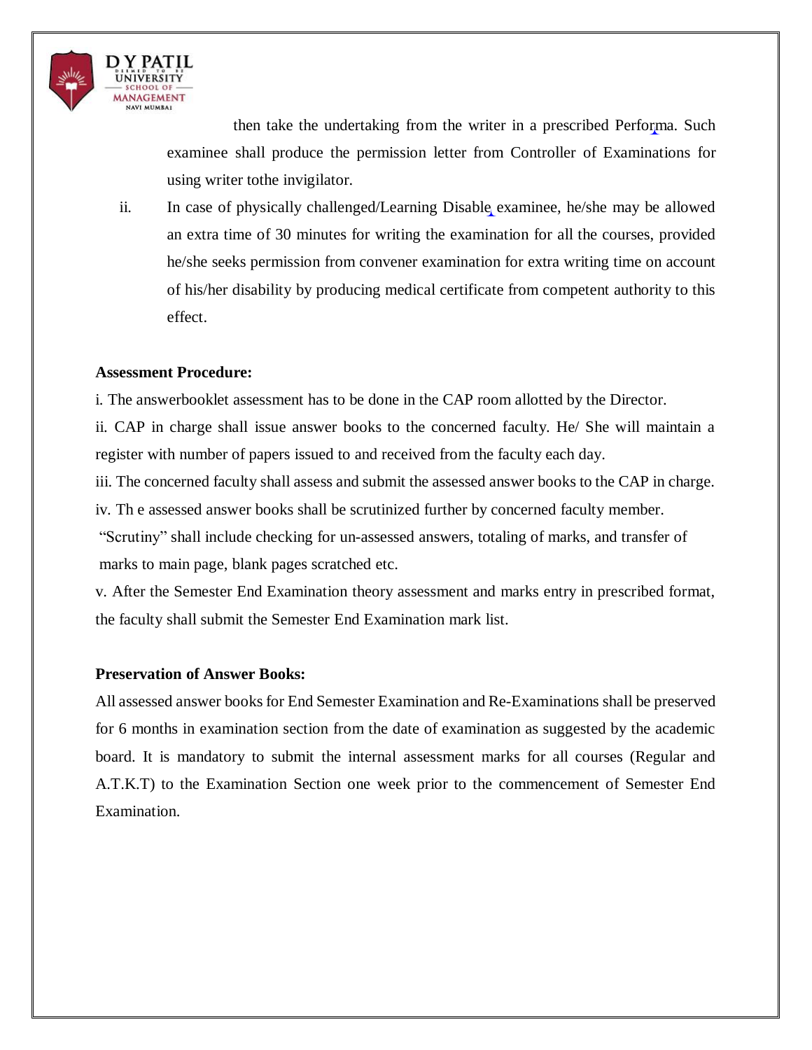then take the undertaking from the writer in a prescribed Performa. Such examinee shall produce the permission letter from Controller of Examinations for using writer tothe invigilator.

ii. In case of physically challenged/Learning Disable examinee, he/she may be allowed an extra time of 30 minutes for writing the examination for all the courses, provided he/she seeks permission from convener examination for extra writing time on account of his/her disability by producing medical certificate from competent authority to this effect.

**Assessment Procedure:**

i. The answerbooklet assessment has to be done in the CAP room allotted by the Director.

ii. CAP in charge shall issue answer books to the concerned faculty. He/ She will maintain a register with number of papers issued to and received from the faculty each day.

iii. The concerned faculty shall assess and submit the assessed answer books to the CAP in charge.

iv. Th e assessed answer books shall be scrutinized further by concerned faculty member.

"Scrutiny" shall include checking for un-assessed answers, totaling of marks, and transfer of marks to main page, blank pages scratched etc.

v. After the Semester End Examination theory assessment and marks entry in prescribed format, the faculty shall submit the Semester End Examination mark list.

**Preservation of Answer Books:**

All assessed answer books for End Semester Examination and Re-Examinations shall be preserved for 6 months in examination section from the date of examination as suggested by the academic board. It is mandatory to submit the internal assessment marks for all courses (Regular and A.T.K.T) to the Examination Section one week prior to the commencement of Semester End Examination.